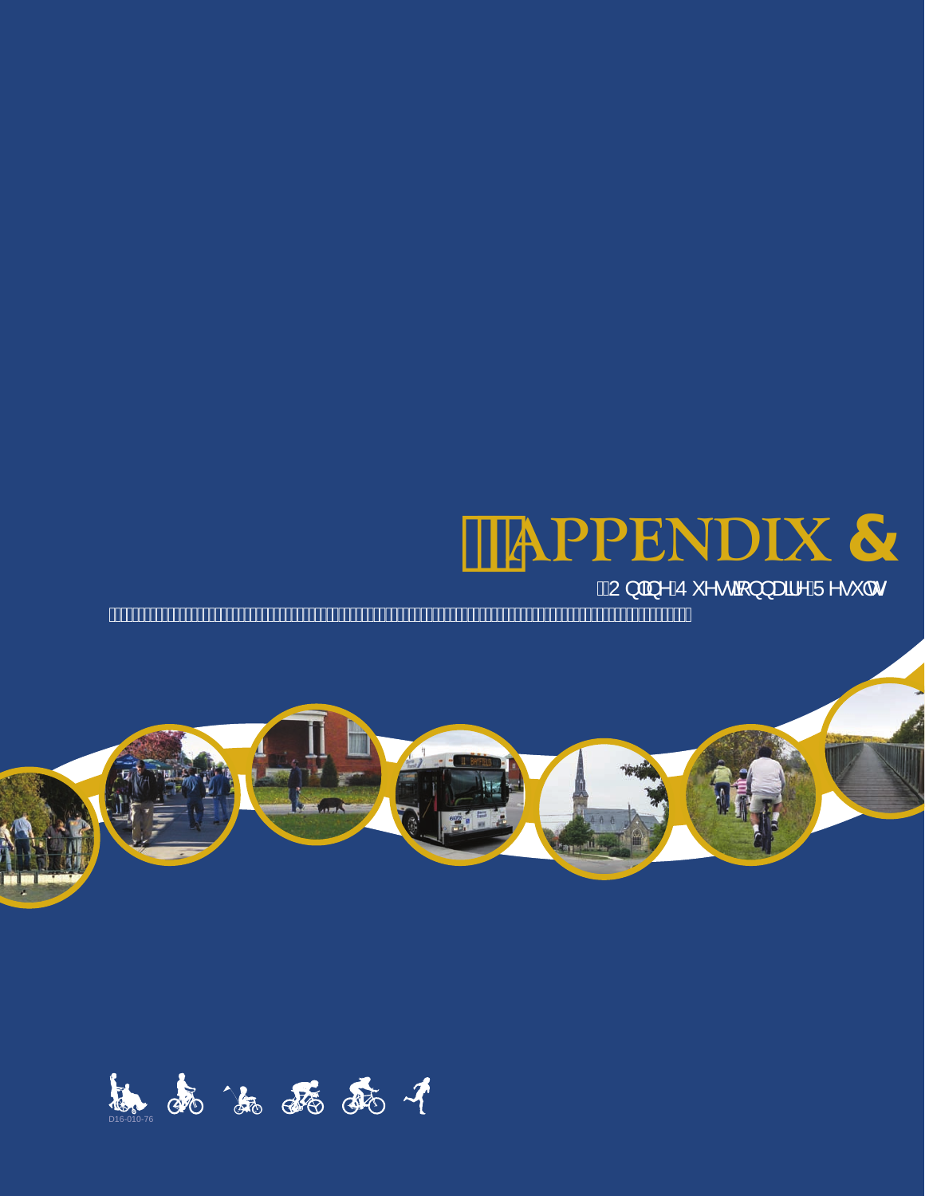# APPENDIX C

## Online Questionnaire Results

D16-010-76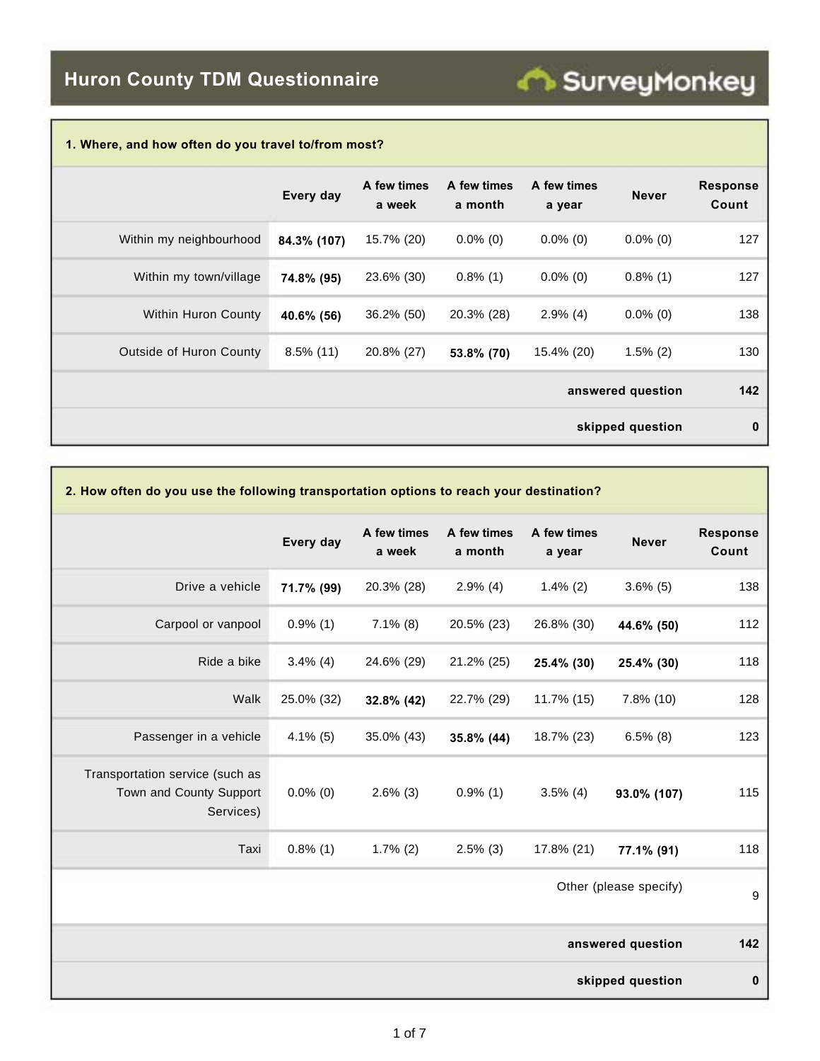# Huron County TDM Questionnaire

**1. Where, and how often do you travel to/from most?**

| | Every day | A few times a week | A few times a month | A few times a year | Never | Response Count |
|---|---|---|---|---|---|---|
| Within my neighbourhood | **84.3% (107)** | 15.7% (20) | 0.0% (0) | 0.0% (0) | 0.0% (0) | 127 |
| Within my town/village | **74.8% (95)** | 23.6% (30) | 0.8% (1) | 0.0% (0) | 0.8% (1) | 127 |
| Within Huron County | **40.6% (56)** | 36.2% (50) | 20.3% (28) | 2.9% (4) | 0.0% (0) | 138 |
| Outside of Huron County | 8.5% (11) | 20.8% (27) | **53.8% (70)** | 15.4% (20) | 1.5% (2) | 130 |
| | | | | | **answered question** | **142** |
| | | | | | **skipped question** | **0** |

**2. How often do you use the following transportation options to reach your destination?**

| | Every day | A few times a week | A few times a month | A few times a year | Never | Response Count |
|---|---|---|---|---|---|---|
| Drive a vehicle | **71.7% (99)** | 20.3% (28) | 2.9% (4) | 1.4% (2) | 3.6% (5) | 138 |
| Carpool or vanpool | 0.9% (1) | 7.1% (8) | 20.5% (23) | 26.8% (30) | **44.6% (50)** | 112 |
| Ride a bike | 3.4% (4) | 24.6% (29) | 21.2% (25) | **25.4% (30)** | **25.4% (30)** | 118 |
| Walk | 25.0% (32) | **32.8% (42)** | 22.7% (29) | 11.7% (15) | 7.8% (10) | 128 |
| Passenger in a vehicle | 4.1% (5) | 35.0% (43) | **35.8% (44)** | 18.7% (23) | 6.5% (8) | 123 |
| Transportation service (such as Town and County Support Services) | 0.0% (0) | 2.6% (3) | 0.9% (1) | 3.5% (4) | **93.0% (107)** | 115 |
| Taxi | 0.8% (1) | 1.7% (2) | 2.5% (3) | 17.8% (21) | **77.1% (91)** | 118 |
| | | | | | Other (please specify) | 9 |
| | | | | | **answered question** | **142** |
| | | | | | **skipped question** | **0** |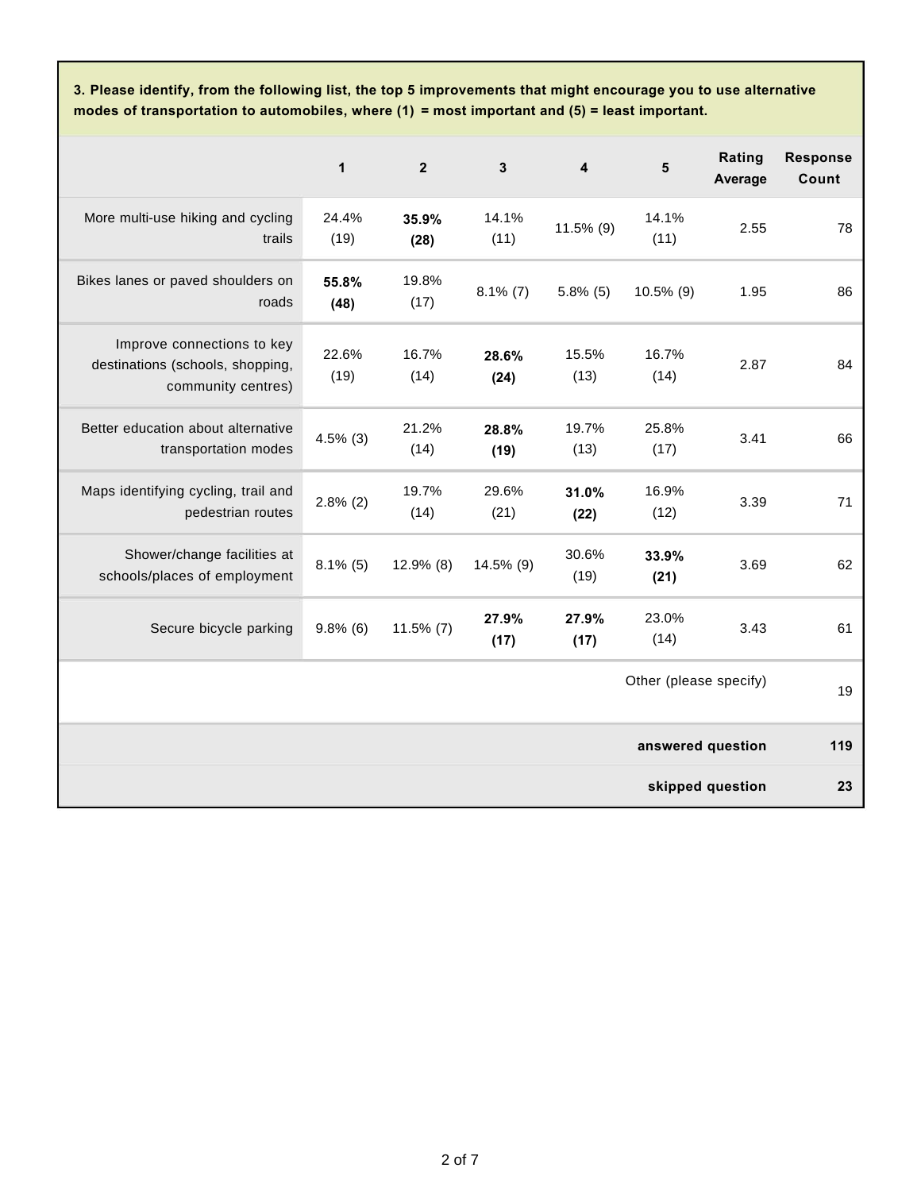**3. Please identify, from the following list, the top 5 improvements that might encourage you to use alternative modes of transportation to automobiles, where (1) = most important and (5) = least important.**

| | 1 | 2 | 3 | 4 | 5 | Rating Average | Response Count |
|---|---|---|---|---|---|---|---|
| More multi-use hiking and cycling trails | 24.4% (19) | **35.9% (28)** | 14.1% (11) | 11.5% (9) | 14.1% (11) | 2.55 | 78 |
| Bikes lanes or paved shoulders on roads | **55.8% (48)** | 19.8% (17) | 8.1% (7) | 5.8% (5) | 10.5% (9) | 1.95 | 86 |
| Improve connections to key destinations (schools, shopping, community centres) | 22.6% (19) | 16.7% (14) | **28.6% (24)** | 15.5% (13) | 16.7% (14) | 2.87 | 84 |
| Better education about alternative transportation modes | 4.5% (3) | 21.2% (14) | **28.8% (19)** | 19.7% (13) | 25.8% (17) | 3.41 | 66 |
| Maps identifying cycling, trail and pedestrian routes | 2.8% (2) | 19.7% (14) | 29.6% (21) | **31.0% (22)** | 16.9% (12) | 3.39 | 71 |
| Shower/change facilities at schools/places of employment | 8.1% (5) | 12.9% (8) | 14.5% (9) | 30.6% (19) | **33.9% (21)** | 3.69 | 62 |
| Secure bicycle parking | 9.8% (6) | 11.5% (7) | **27.9% (17)** | **27.9% (17)** | 23.0% (14) | 3.43 | 61 |
| | | | | | | Other (please specify) | 19 |
| | | | | | | **answered question** | **119** |
| | | | | | | **skipped question** | **23** |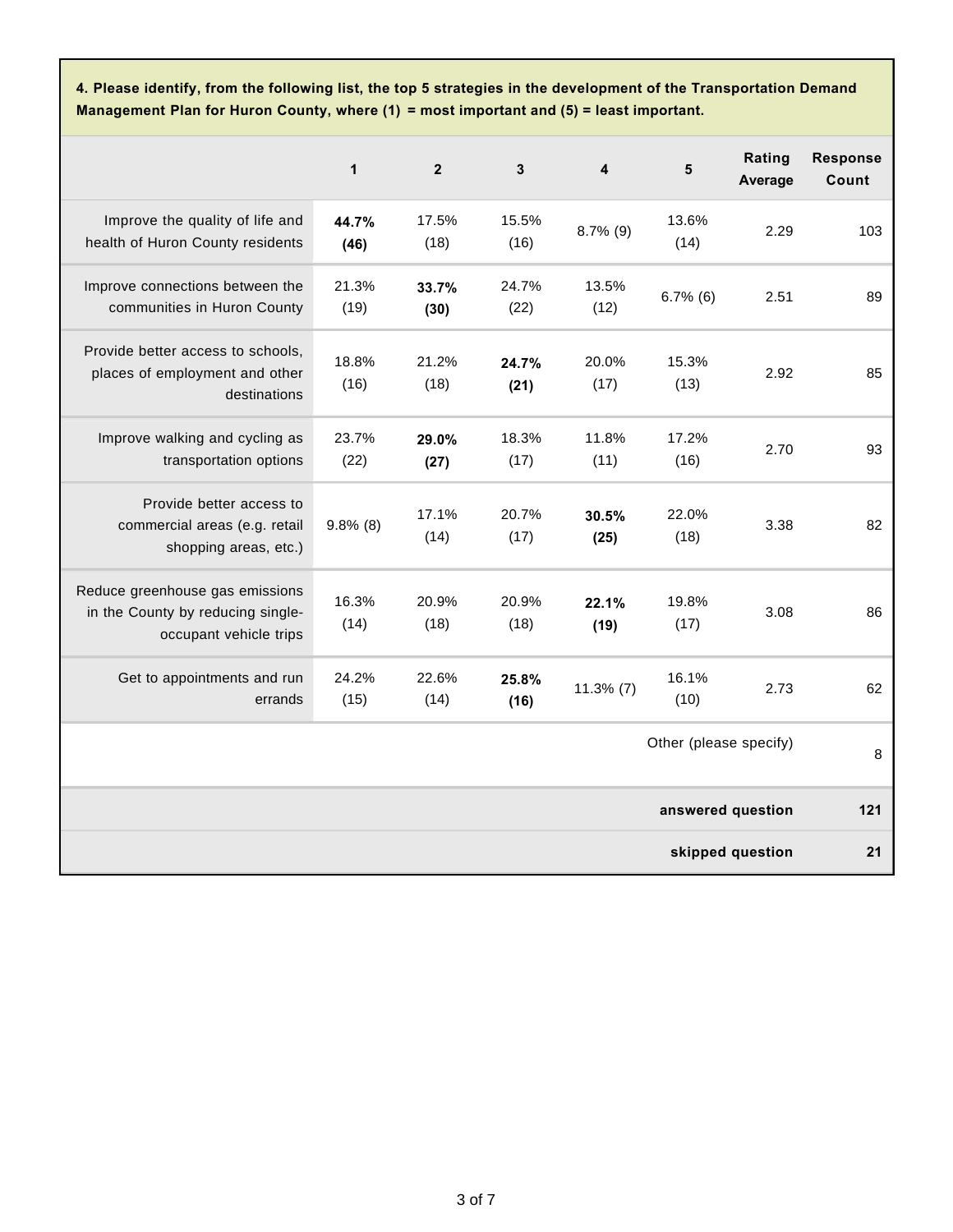**4. Please identify, from the following list, the top 5 strategies in the development of the Transportation Demand Management Plan for Huron County, where (1) = most important and (5) = least important.**

| | 1 | 2 | 3 | 4 | 5 | Rating Average | Response Count |
|---|---|---|---|---|---|---|---|
| Improve the quality of life and health of Huron County residents | **44.7% (46)** | 17.5% (18) | 15.5% (16) | 8.7% (9) | 13.6% (14) | 2.29 | 103 |
| Improve connections between the communities in Huron County | 21.3% (19) | **33.7% (30)** | 24.7% (22) | 13.5% (12) | 6.7% (6) | 2.51 | 89 |
| Provide better access to schools, places of employment and other destinations | 18.8% (16) | 21.2% (18) | **24.7% (21)** | 20.0% (17) | 15.3% (13) | 2.92 | 85 |
| Improve walking and cycling as transportation options | 23.7% (22) | **29.0% (27)** | 18.3% (17) | 11.8% (11) | 17.2% (16) | 2.70 | 93 |
| Provide better access to commercial areas (e.g. retail shopping areas, etc.) | 9.8% (8) | 17.1% (14) | 20.7% (17) | **30.5% (25)** | 22.0% (18) | 3.38 | 82 |
| Reduce greenhouse gas emissions in the County by reducing single-occupant vehicle trips | 16.3% (14) | 20.9% (18) | 20.9% (18) | **22.1% (19)** | 19.8% (17) | 3.08 | 86 |
| Get to appointments and run errands | 24.2% (15) | 22.6% (14) | **25.8% (16)** | 11.3% (7) | 16.1% (10) | 2.73 | 62 |
| | | | | | | Other (please specify) | 8 |
| | | | | | | **answered question** | **121** |
| | | | | | | **skipped question** | **21** |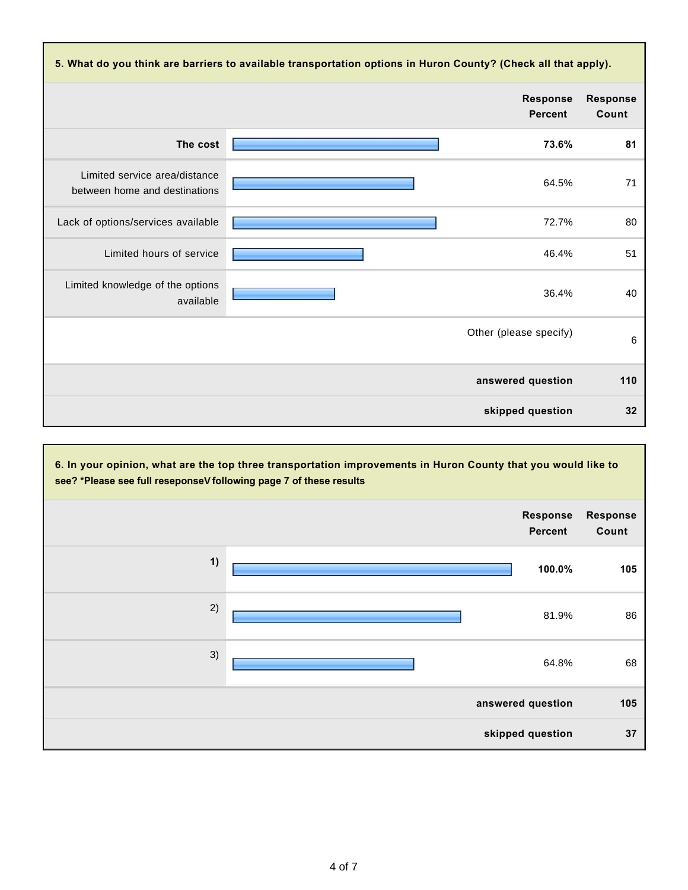**5. What do you think are barriers to available transportation options in Huron County? (Check all that apply).**

| | Response Percent | Response Count |
|---|---|---|
| **The cost** | **73.6%** | **81** |
| Limited service area/distance between home and destinations | 64.5% | 71 |
| Lack of options/services available | 72.7% | 80 |
| Limited hours of service | 46.4% | 51 |
| Limited knowledge of the options available | 36.4% | 40 |
| Other (please specify) | | 6 |
| **answered question** | | **110** |
| **skipped question** | | **32** |

**6. In your opinion, what are the top three transportation improvements in Huron County that you would like to see? *Please see full reseponseV following page 7 of these results**

| | Response Percent | Response Count |
|---|---|---|
| **1)** | **100.0%** | **105** |
| 2) | 81.9% | 86 |
| 3) | 64.8% | 68 |
| **answered question** | | **105** |
| **skipped question** | | **37** |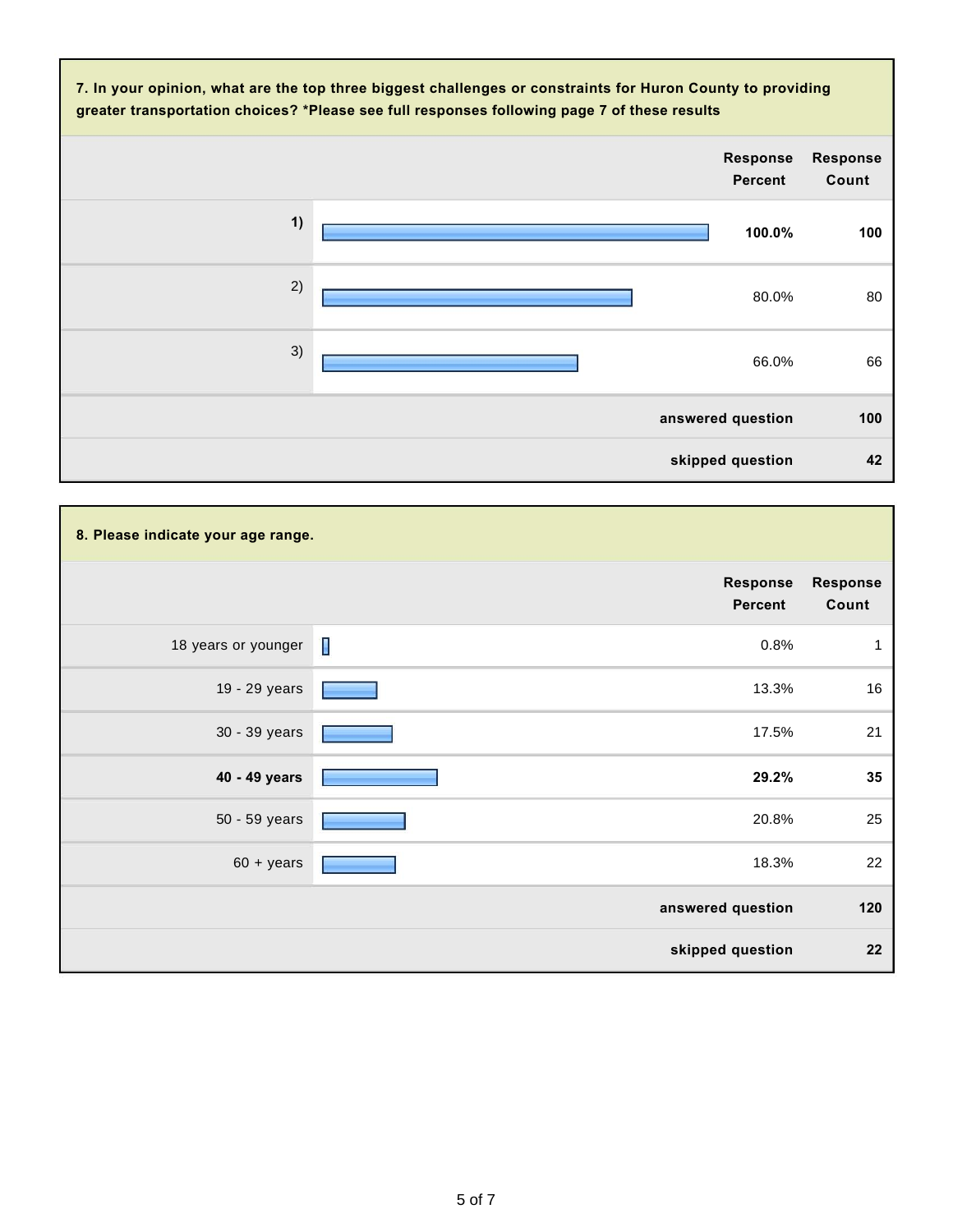**7. In your opinion, what are the top three biggest challenges or constraints for Huron County to providing greater transportation choices? *Please see full responses following page 7 of these results**

| | Response Percent | Response Count |
|---|---|---|
| **1)** | **100.0%** | **100** |
| 2) | 80.0% | 80 |
| 3) | 66.0% | 66 |
| | **answered question** | **100** |
| | **skipped question** | **42** |

**8. Please indicate your age range.**

| | Response Percent | Response Count |
|---|---|---|
| 18 years or younger | 0.8% | 1 |
| 19 - 29 years | 13.3% | 16 |
| 30 - 39 years | 17.5% | 21 |
| **40 - 49 years** | **29.2%** | **35** |
| 50 - 59 years | 20.8% | 25 |
| 60 + years | 18.3% | 22 |
| | **answered question** | **120** |
| | **skipped question** | **22** |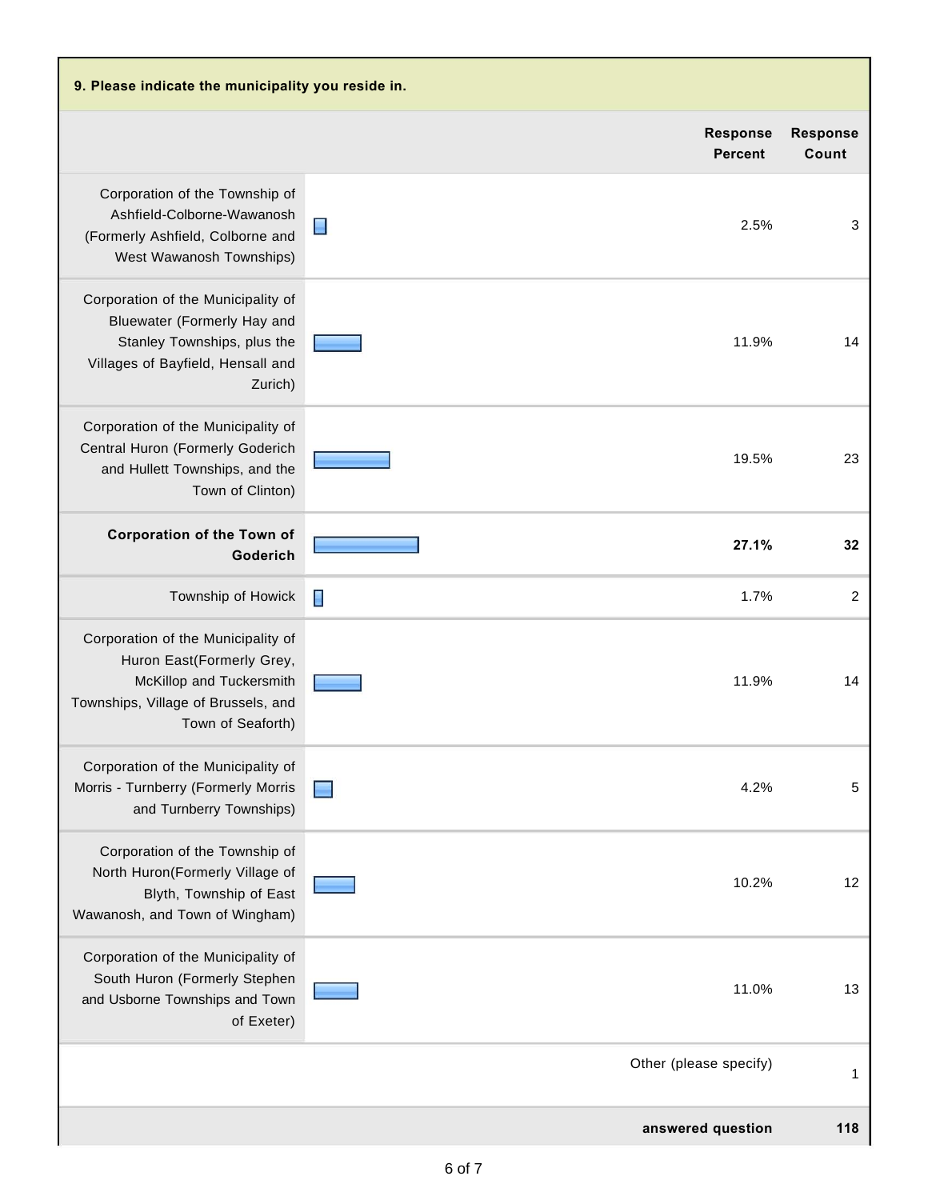**9. Please indicate the municipality you reside in.**

| | Response Percent | Response Count |
|---|---|---|
| Corporation of the Township of Ashfield-Colborne-Wawanosh (Formerly Ashfield, Colborne and West Wawanosh Townships) | 2.5% | 3 |
| Corporation of the Municipality of Bluewater (Formerly Hay and Stanley Townships, plus the Villages of Bayfield, Hensall and Zurich) | 11.9% | 14 |
| Corporation of the Municipality of Central Huron (Formerly Goderich and Hullett Townships, and the Town of Clinton) | 19.5% | 23 |
| **Corporation of the Town of Goderich** | **27.1%** | **32** |
| Township of Howick | 1.7% | 2 |
| Corporation of the Municipality of Huron East(Formerly Grey, McKillop and Tuckersmith Townships, Village of Brussels, and Town of Seaforth) | 11.9% | 14 |
| Corporation of the Municipality of Morris - Turnberry (Formerly Morris and Turnberry Townships) | 4.2% | 5 |
| Corporation of the Township of North Huron(Formerly Village of Blyth, Township of East Wawanosh, and Town of Wingham) | 10.2% | 12 |
| Corporation of the Municipality of South Huron (Formerly Stephen and Usborne Townships and Town of Exeter) | 11.0% | 13 |
| Other (please specify) | | 1 |
| **answered question** | | **118** |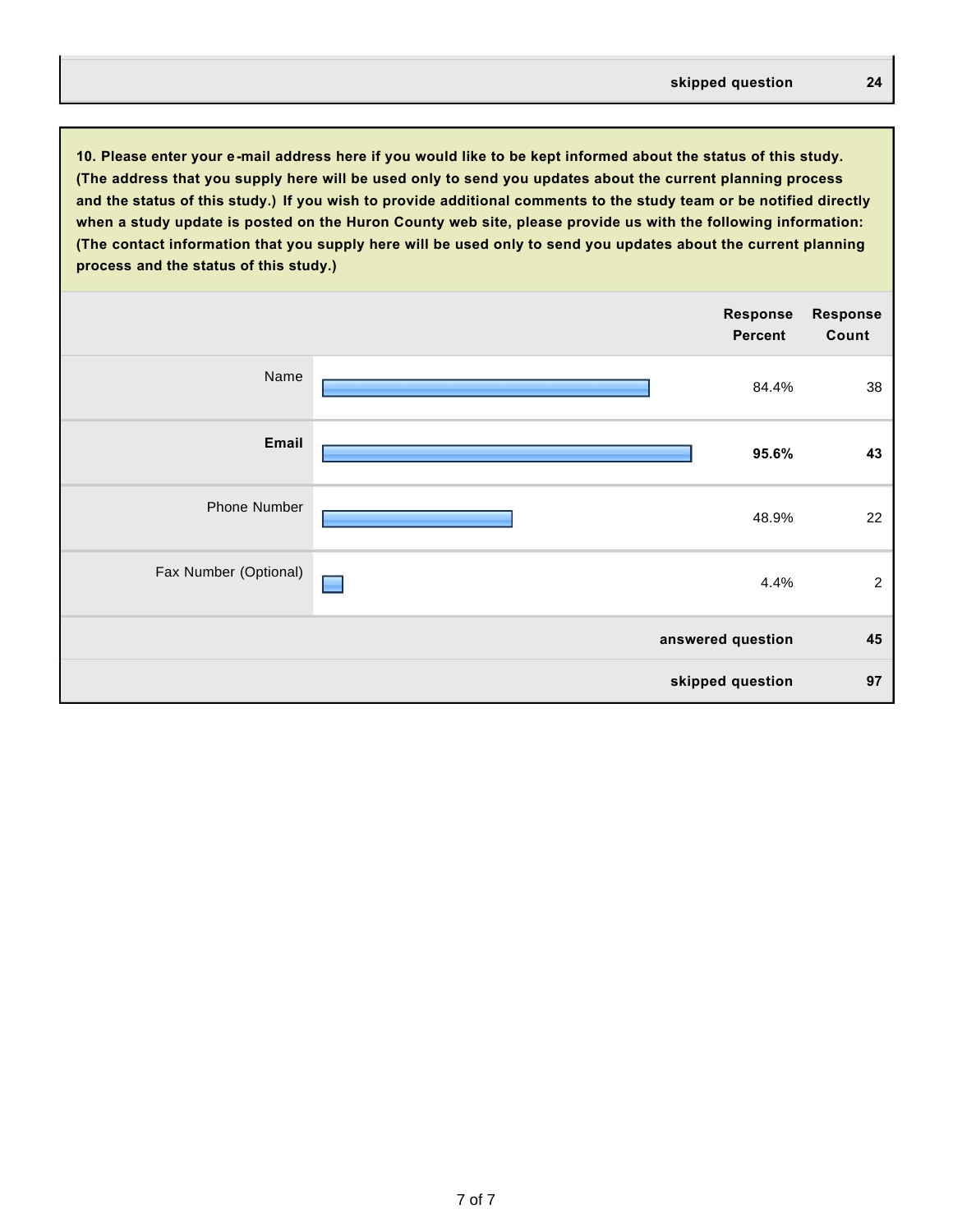| | |
|---|---|
| **skipped question** | **24** |

| **10. Please enter your e-mail address here if you would like to be kept informed about the status of this study. (The address that you supply here will be used only to send you updates about the current planning process and the status of this study.) If you wish to provide additional comments to the study team or be notified directly when a study update is posted on the Huron County web site, please provide us with the following information: (The contact information that you supply here will be used only to send you updates about the current planning process and the status of this study.)** | | |
|---|---|---|
| | **Response Percent** | **Response Count** |
| Name | 84.4% | 38 |
| **Email** | **95.6%** | **43** |
| Phone Number | 48.9% | 22 |
| Fax Number (Optional) | 4.4% | 2 |
| | **answered question** | **45** |
| | **skipped question** | **97** |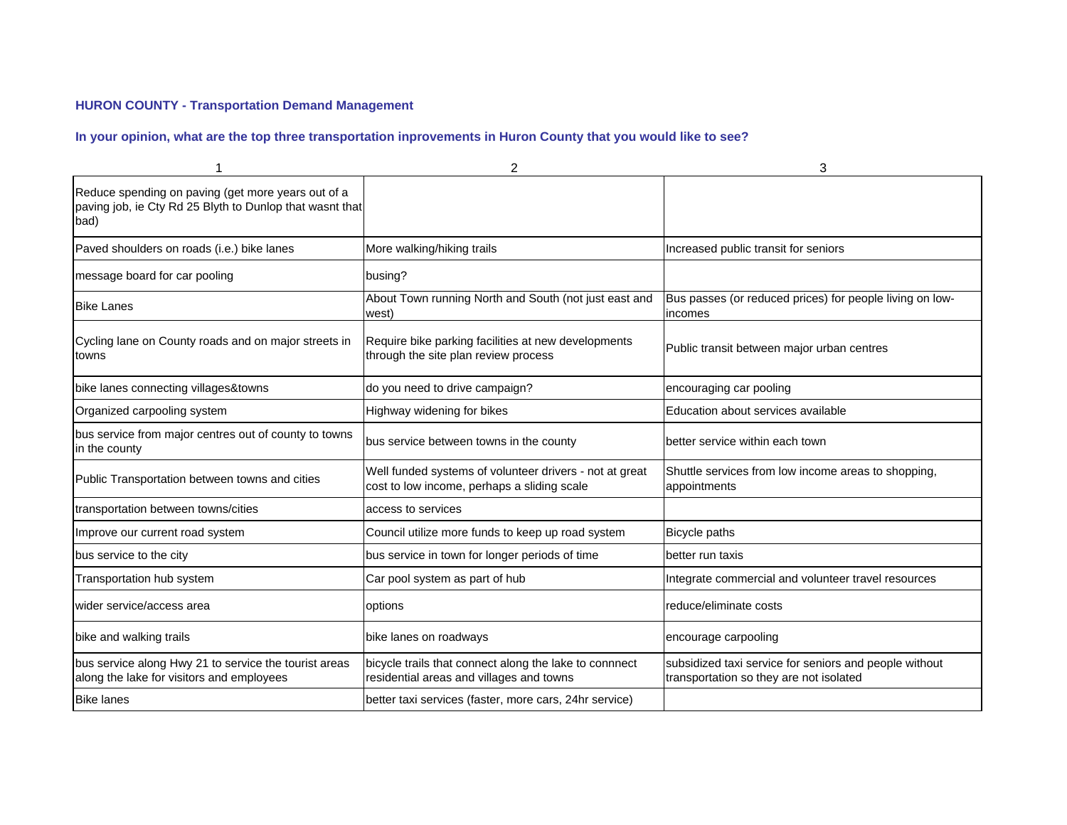**HURON COUNTY - Transportation Demand Management**

**In your opinion, what are the top three transportation inprovements in Huron County that you would like to see?**

| 1 | 2 | 3 |
|---|---|---|
| Reduce spending on paving (get more years out of a paving job, ie Cty Rd 25 Blyth to Dunlop that wasnt that bad) | | |
| Paved shoulders on roads (i.e.) bike lanes | More walking/hiking trails | Increased public transit for seniors |
| message board for car pooling | busing? | |
| Bike Lanes | About Town running North and South (not just east and west) | Bus passes (or reduced prices) for people living on low-incomes |
| Cycling lane on County roads and on major streets in towns | Require bike parking facilities at new developments through the site plan review process | Public transit between major urban centres |
| bike lanes connecting villages&towns | do you need to drive campaign? | encouraging car pooling |
| Organized carpooling system | Highway widening for bikes | Education about services available |
| bus service from major centres out of county to towns in the county | bus service between towns in the county | better service within each town |
| Public Transportation between towns and cities | Well funded systems of volunteer drivers - not at great cost to low income, perhaps a sliding scale | Shuttle services from low income areas to shopping, appointments |
| transportation between towns/cities | access to services | |
| Improve our current road system | Council utilize more funds to keep up road system | Bicycle paths |
| bus service to the city | bus service in town for longer periods of time | better run taxis |
| Transportation hub system | Car pool system as part of hub | Integrate commercial and volunteer travel resources |
| wider service/access area | options | reduce/eliminate costs |
| bike and walking trails | bike lanes on roadways | encourage carpooling |
| bus service along Hwy 21 to service the tourist areas along the lake for visitors and employees | bicycle trails that connect along the lake to connnect residential areas and villages and towns | subsidized taxi service for seniors and people without transportation so they are not isolated |
| Bike lanes | better taxi services (faster, more cars, 24hr service) | |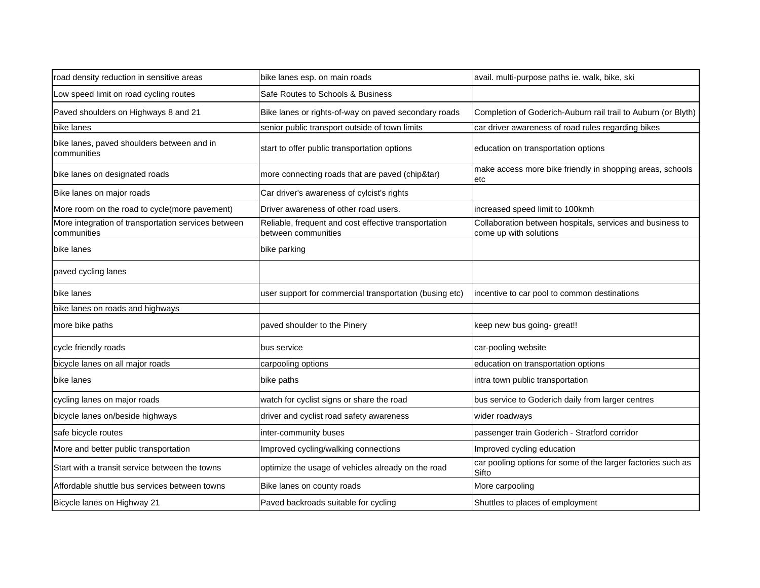| | | |
|---|---|---|
| road density reduction in sensitive areas | bike lanes esp. on main roads | avail. multi-purpose paths ie. walk, bike, ski |
| Low speed limit on road cycling routes | Safe Routes to Schools & Business | |
| Paved shoulders on Highways 8 and 21 | Bike lanes or rights-of-way on paved secondary roads | Completion of Goderich-Auburn rail trail to Auburn (or Blyth) |
| bike lanes | senior public transport outside of town limits | car driver awareness of road rules regarding bikes |
| bike lanes, paved shoulders between and in communities | start to offer public transportation options | education on transportation options |
| bike lanes on designated roads | more connecting roads that are paved (chip&tar) | make access more bike friendly in shopping areas, schools etc |
| Bike lanes on major roads | Car driver's awareness of cylcist's rights | |
| More room on the road to cycle(more pavement) | Driver awareness of other road users. | increased speed limit to 100kmh |
| More integration of transportation services between communities | Reliable, frequent and cost effective transportation between communities | Collaboration between hospitals, services and business to come up with solutions |
| bike lanes | bike parking | |
| paved cycling lanes | | |
| bike lanes | user support for commercial transportation (busing etc) | incentive to car pool to common destinations |
| bike lanes on roads and highways | | |
| more bike paths | paved shoulder to the Pinery | keep new bus going- great!! |
| cycle friendly roads | bus service | car-pooling website |
| bicycle lanes on all major roads | carpooling options | education on transportation options |
| bike lanes | bike paths | intra town public transportation |
| cycling lanes on major roads | watch for cyclist signs or share the road | bus service to Goderich daily from larger centres |
| bicycle lanes on/beside highways | driver and cyclist road safety awareness | wider roadways |
| safe bicycle routes | inter-community buses | passenger train Goderich - Stratford corridor |
| More and better public transportation | Improved cycling/walking connections | Improved cycling education |
| Start with a transit service between the towns | optimize the usage of vehicles already on the road | car pooling options for some of the larger factories such as Sifto |
| Affordable shuttle bus services between towns | Bike lanes on county roads | More carpooling |
| Bicycle lanes on Highway 21 | Paved backroads suitable for cycling | Shuttles to places of employment |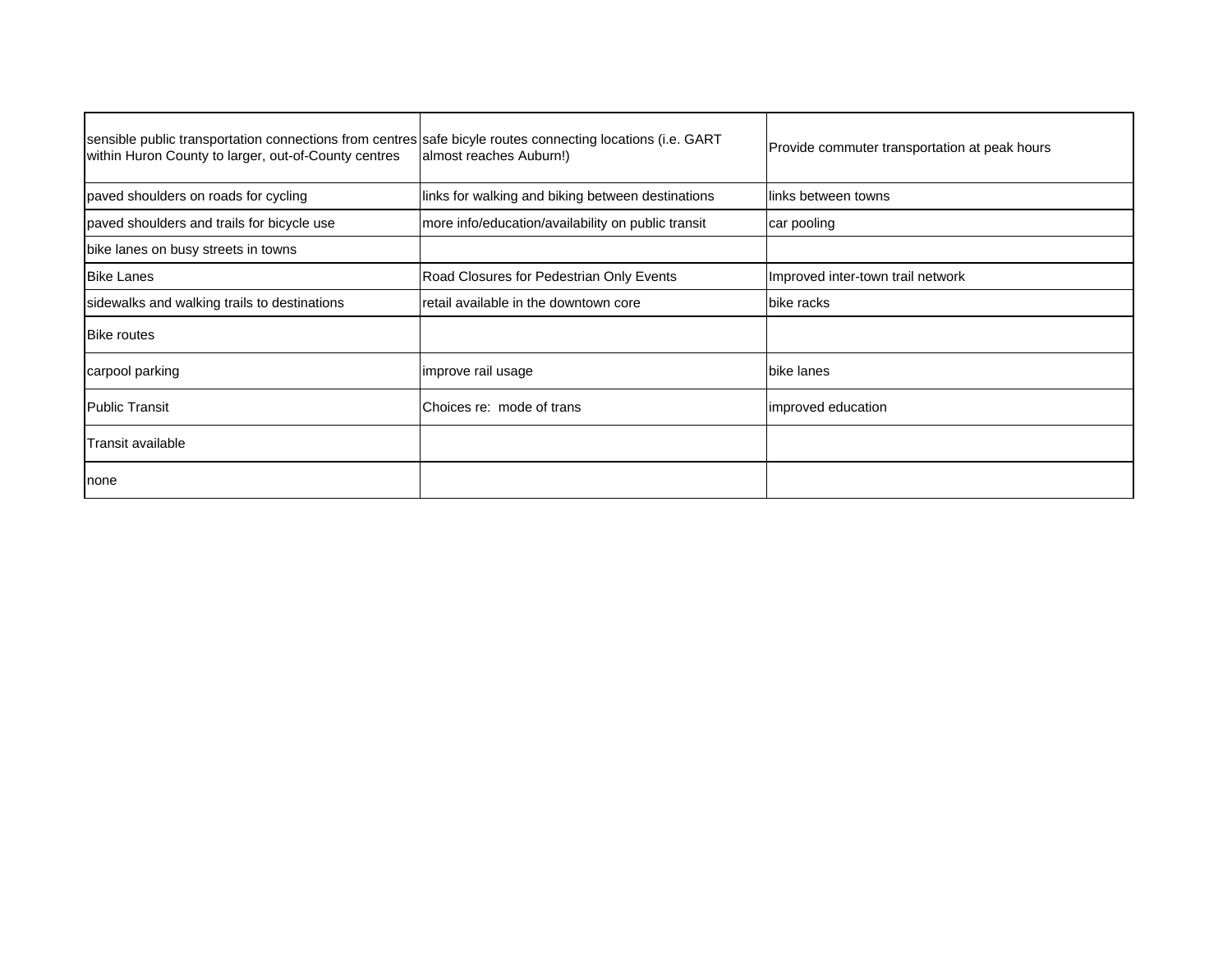| | | |
|---|---|---|
| sensible public transportation connections from centres within Huron County to larger, out-of-County centres | safe bicyle routes connecting locations (i.e. GART almost reaches Auburn!) | Provide commuter transportation at peak hours |
| paved shoulders on roads for cycling | links for walking and biking between destinations | links between towns |
| paved shoulders and trails for bicycle use | more info/education/availability on public transit | car pooling |
| bike lanes on busy streets in towns | | |
| Bike Lanes | Road Closures for Pedestrian Only Events | Improved inter-town trail network |
| sidewalks and walking trails to destinations | retail available in the downtown core | bike racks |
| Bike routes | | |
| carpool parking | improve rail usage | bike lanes |
| Public Transit | Choices re: mode of trans | improved education |
| Transit available | | |
| none | | |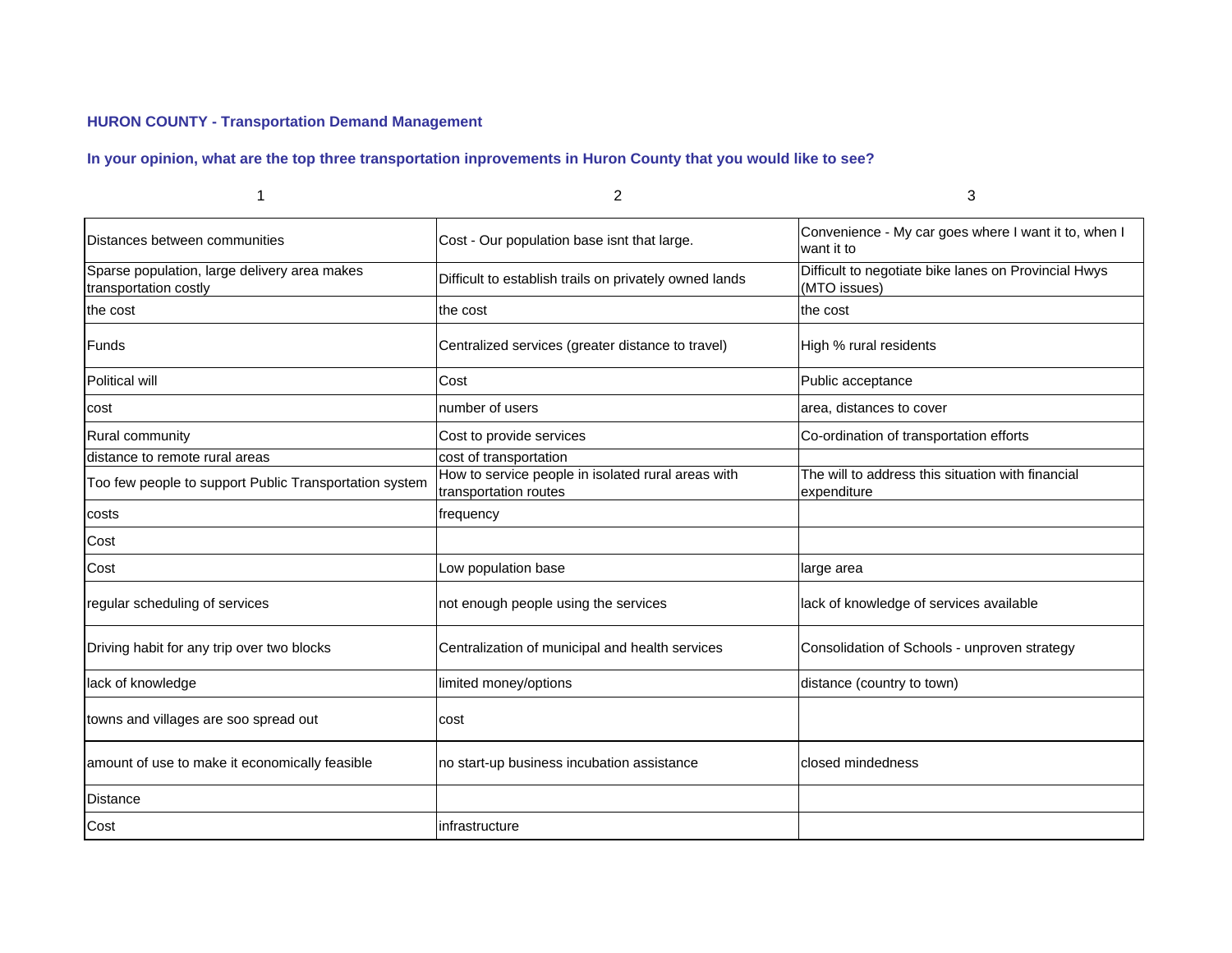**HURON COUNTY - Transportation Demand Management**

**In your opinion, what are the top three transportation inprovements in Huron County that you would like to see?**

| 1 | 2 | 3 |
|---|---|---|
| Distances between communities | Cost - Our population base isnt that large. | Convenience - My car goes where I want it to, when I want it to |
| Sparse population, large delivery area makes transportation costly | Difficult to establish trails on privately owned lands | Difficult to negotiate bike lanes on Provincial Hwys (MTO issues) |
| the cost | the cost | the cost |
| Funds | Centralized services (greater distance to travel) | High % rural residents |
| Political will | Cost | Public acceptance |
| cost | number of users | area, distances to cover |
| Rural community | Cost to provide services | Co-ordination of transportation efforts |
| distance to remote rural areas | cost of transportation | |
| Too few people to support Public Transportation system | How to service people in isolated rural areas with transportation routes | The will to address this situation with financial expenditure |
| costs | frequency | |
| Cost | | |
| Cost | Low population base | large area |
| regular scheduling of services | not enough people using the services | lack of knowledge of services available |
| Driving habit for any trip over two blocks | Centralization of municipal and health services | Consolidation of Schools - unproven strategy |
| lack of knowledge | limited money/options | distance (country to town) |
| towns and villages are soo spread out | cost | |
| amount of use to make it economically feasible | no start-up business incubation assistance | closed mindedness |
| Distance | | |
| Cost | infrastructure | |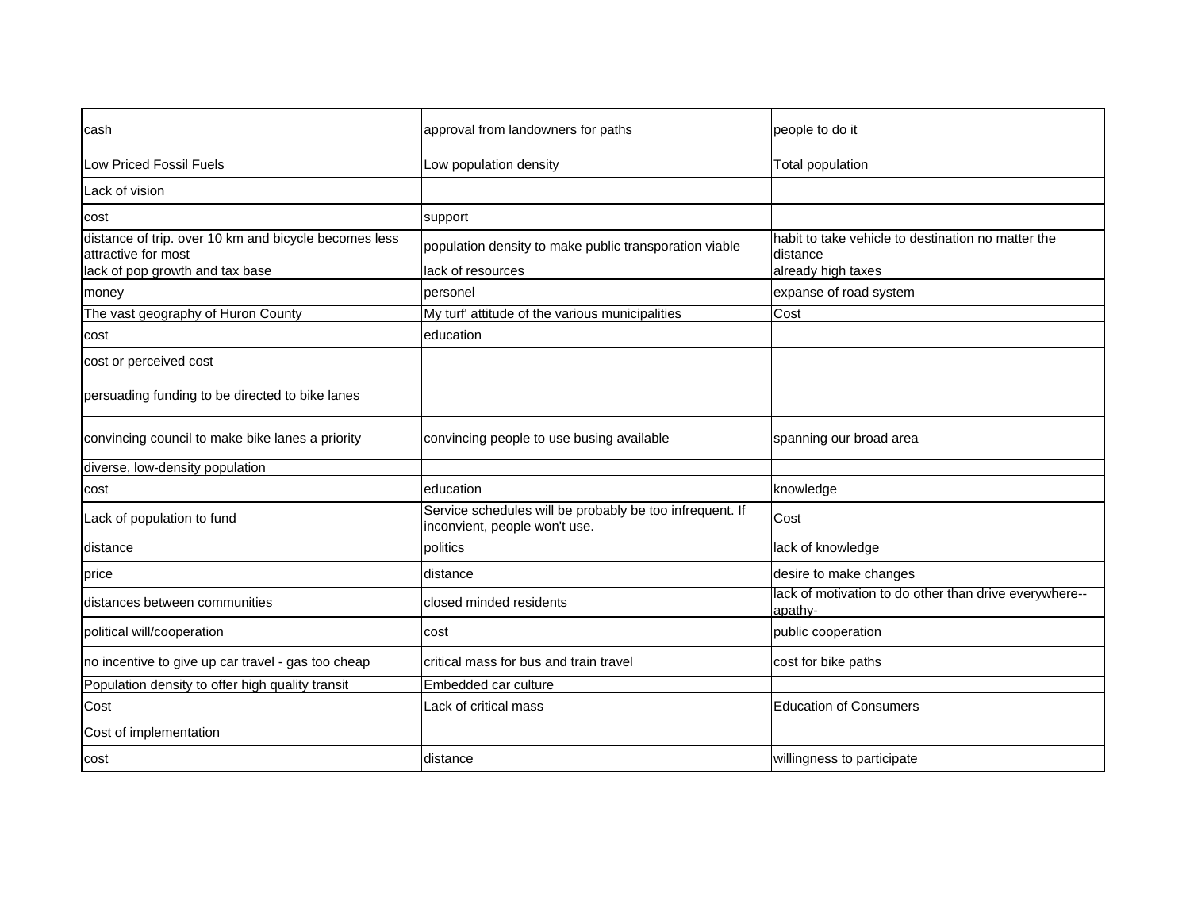| | | |
|---|---|---|
| cash | approval from landowners for paths | people to do it |
| Low Priced Fossil Fuels | Low population density | Total population |
| Lack of vision | | |
| cost | support | |
| distance of trip. over 10 km and bicycle becomes less attractive for most | population density to make public transporation viable | habit to take vehicle to destination no matter the distance |
| lack of pop growth and tax base | lack of resources | already high taxes |
| money | personel | expanse of road system |
| The vast geography of Huron County | My turf' attitude of the various municipalities | Cost |
| cost | education | |
| cost or perceived cost | | |
| persuading funding to be directed to bike lanes | | |
| convincing council to make bike lanes a priority | convincing people to use busing available | spanning our broad area |
| diverse, low-density population | | |
| cost | education | knowledge |
| Lack of population to fund | Service schedules will be probably be too infrequent. If inconvient, people won't use. | Cost |
| distance | politics | lack of knowledge |
| price | distance | desire to make changes |
| distances between communities | closed minded residents | lack of motivation to do other than drive everywhere--apathy- |
| political will/cooperation | cost | public cooperation |
| no incentive to give up car travel - gas too cheap | critical mass for bus and train travel | cost for bike paths |
| Population density to offer high quality transit | Embedded car culture | |
| Cost | Lack of critical mass | Education of Consumers |
| Cost of implementation | | |
| cost | distance | willingness to participate |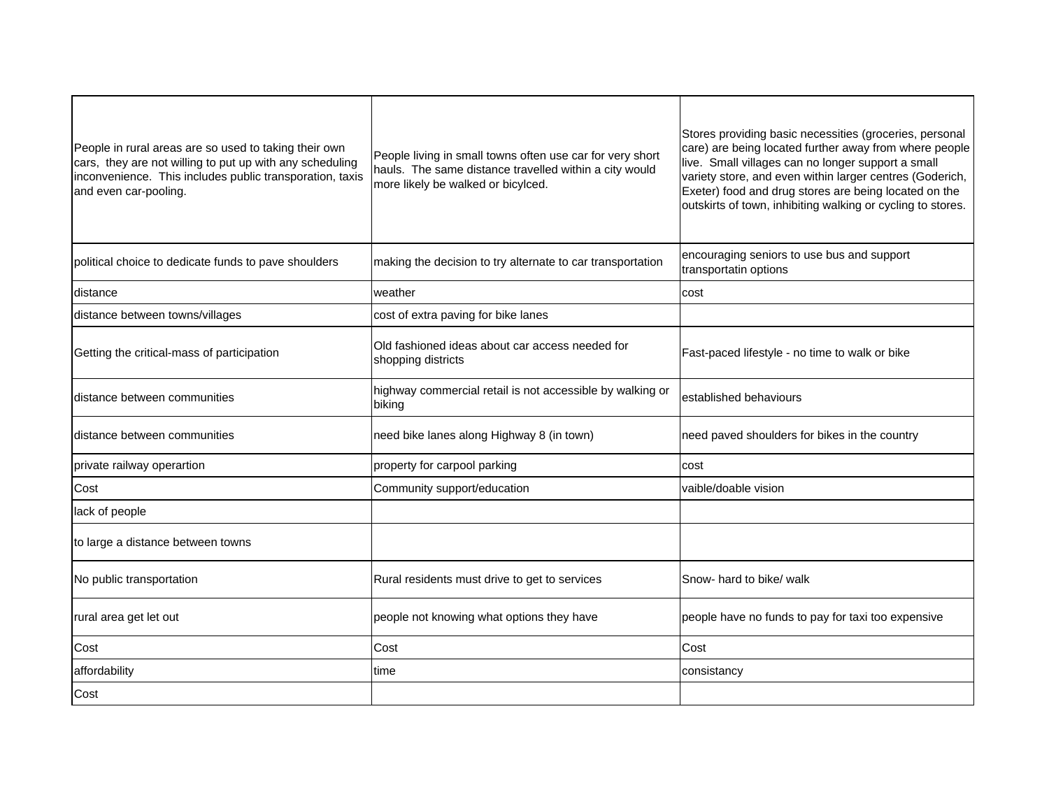| | | |
|---|---|---|
| People in rural areas are so used to taking their own cars, they are not willing to put up with any scheduling inconvenience. This includes public transporation, taxis and even car-pooling. | People living in small towns often use car for very short hauls. The same distance travelled within a city would more likely be walked or bicylced. | Stores providing basic necessities (groceries, personal care) are being located further away from where people live. Small villages can no longer support a small variety store, and even within larger centres (Goderich, Exeter) food and drug stores are being located on the outskirts of town, inhibiting walking or cycling to stores. |
| political choice to dedicate funds to pave shoulders | making the decision to try alternate to car transportation | encouraging seniors to use bus and support transportatin options |
| distance | weather | cost |
| distance between towns/villages | cost of extra paving for bike lanes | |
| Getting the critical-mass of participation | Old fashioned ideas about car access needed for shopping districts | Fast-paced lifestyle - no time to walk or bike |
| distance between communities | highway commercial retail is not accessible by walking or biking | established behaviours |
| distance between communities | need bike lanes along Highway 8 (in town) | need paved shoulders for bikes in the country |
| private railway operartion | property for carpool parking | cost |
| Cost | Community support/education | vaible/doable vision |
| lack of people | | |
| to large a distance between towns | | |
| No public transportation | Rural residents must drive to get to services | Snow- hard to bike/ walk |
| rural area get let out | people not knowing what options they have | people have no funds to pay for taxi too expensive |
| Cost | Cost | Cost |
| affordability | time | consistancy |
| Cost | | |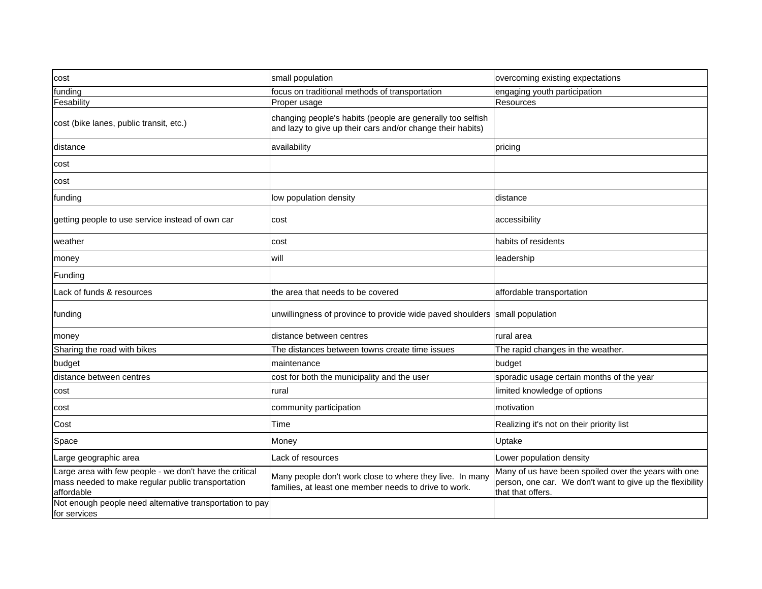| | | |
|---|---|---|
| cost | small population | overcoming existing expectations |
| funding | focus on traditional methods of transportation | engaging youth participation |
| Fesability | Proper usage | Resources |
| cost (bike lanes, public transit, etc.) | changing people's habits (people are generally too selfish and lazy to give up their cars and/or change their habits) | |
| distance | availability | pricing |
| cost | | |
| cost | | |
| funding | low population density | distance |
| getting people to use service instead of own car | cost | accessibility |
| weather | cost | habits of residents |
| money | will | leadership |
| Funding | | |
| Lack of funds & resources | the area that needs to be covered | affordable transportation |
| funding | unwillingness of province to provide wide paved shoulders | small population |
| money | distance between centres | rural area |
| Sharing the road with bikes | The distances between towns create time issues | The rapid changes in the weather. |
| budget | maintenance | budget |
| distance between centres | cost for both the municipality and the user | sporadic usage certain months of the year |
| cost | rural | limited knowledge of options |
| cost | community participation | motivation |
| Cost | Time | Realizing it's not on their priority list |
| Space | Money | Uptake |
| Large geographic area | Lack of resources | Lower population density |
| Large area with few people - we don't have the critical mass needed to make regular public transportation affordable | Many people don't work close to where they live. In many families, at least one member needs to drive to work. | Many of us have been spoiled over the years with one person, one car. We don't want to give up the flexibility that that offers. |
| Not enough people need alternative transportation to pay for services | | |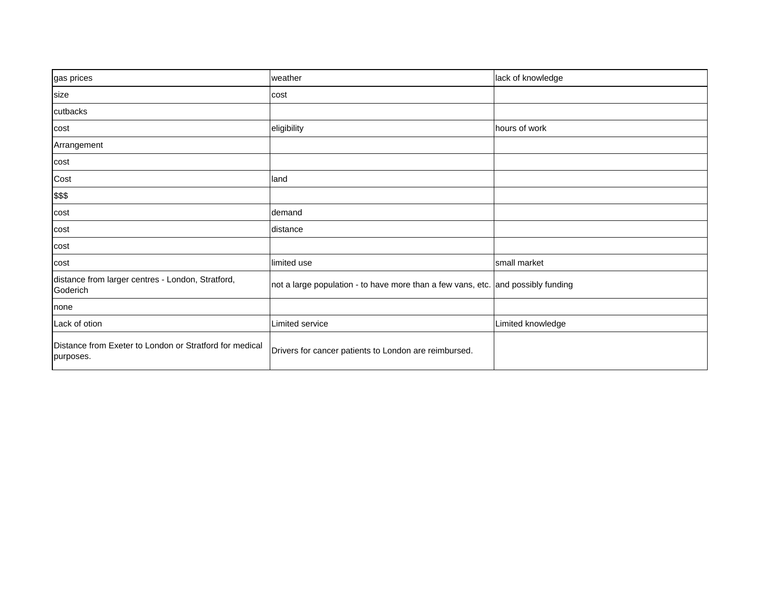| | | |
|---|---|---|
| gas prices | weather | lack of knowledge |
| size | cost | |
| cutbacks | | |
| cost | eligibility | hours of work |
| Arrangement | | |
| cost | | |
| Cost | land | |
| $$$ | | |
| cost | demand | |
| cost | distance | |
| cost | | |
| cost | limited use | small market |
| distance from larger centres - London, Stratford, Goderich | not a large population - to have more than a few vans, etc. | and possibly funding |
| none | | |
| Lack of otion | Limited service | Limited knowledge |
| Distance from Exeter to London or Stratford for medical purposes. | Drivers for cancer patients to London are reimbursed. | |